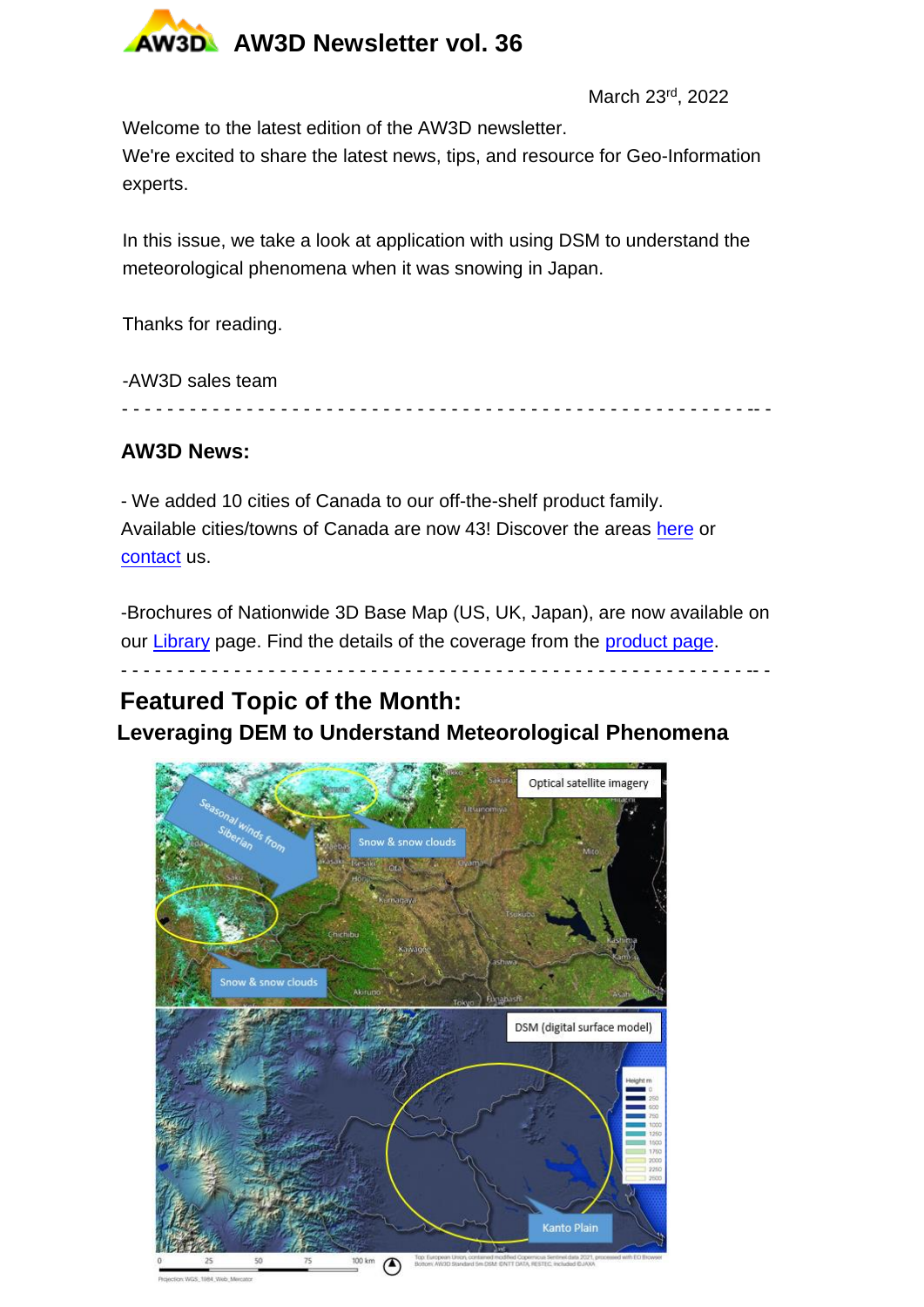# AW3D Newsletter vol. 36

March 23rd, 2022

Welcome to the latest edition of the AW3D newsletter.
We're excited to share the latest news, tips, and resource for Geo-Information experts.

In this issue, we take a look at application with using DSM to understand the meteorological phenomena when it was snowing in Japan.

Thanks for reading.

-AW3D sales team

---

## AW3D News:

- We added 10 cities of Canada to our off-the-shelf product family. Available cities/towns of Canada are now 43! Discover the areas here or contact us.

-Brochures of Nationwide 3D Base Map (US, UK, Japan), are now available on our Library page. Find the details of the coverage from the product page.

---

## Featured Topic of the Month:

### Leveraging DEM to Understand Meteorological Phenomena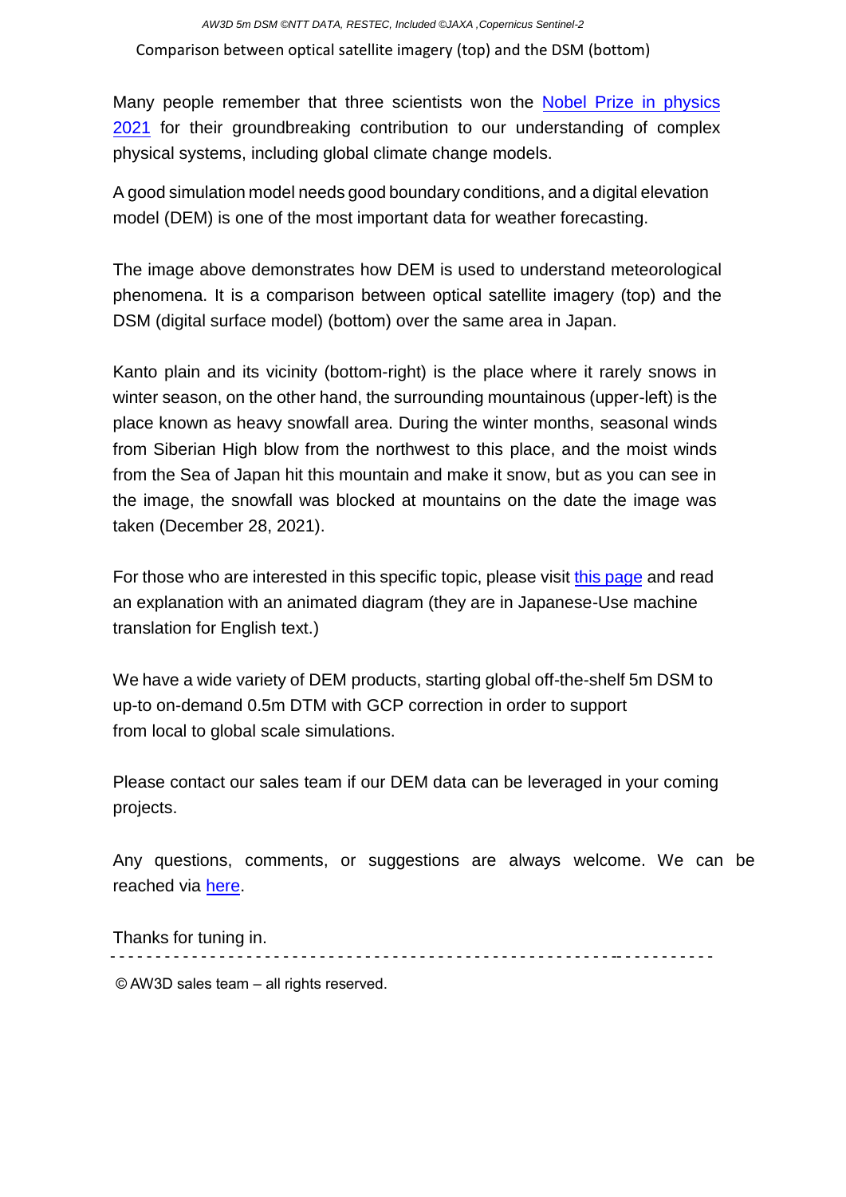*AW3D 5m DSM ©NTT DATA, RESTEC, Included ©JAXA ,Copernicus Sentinel-2*

Comparison between optical satellite imagery (top) and the DSM (bottom)

Many people remember that three scientists won the Nobel Prize in physics 2021 for their groundbreaking contribution to our understanding of complex physical systems, including global climate change models.

A good simulation model needs good boundary conditions, and a digital elevation model (DEM) is one of the most important data for weather forecasting.

The image above demonstrates how DEM is used to understand meteorological phenomena. It is a comparison between optical satellite imagery (top) and the DSM (digital surface model) (bottom) over the same area in Japan.

Kanto plain and its vicinity (bottom-right) is the place where it rarely snows in winter season, on the other hand, the surrounding mountainous (upper-left) is the place known as heavy snowfall area. During the winter months, seasonal winds from Siberian High blow from the northwest to this place, and the moist winds from the Sea of Japan hit this mountain and make it snow, but as you can see in the image, the snowfall was blocked at mountains on the date the image was taken (December 28, 2021).

For those who are interested in this specific topic, please visit this page and read an explanation with an animated diagram (they are in Japanese-Use machine translation for English text.)

We have a wide variety of DEM products, starting global off-the-shelf 5m DSM to up-to on-demand 0.5m DTM with GCP correction in order to support from local to global scale simulations.

Please contact our sales team if our DEM data can be leveraged in your coming projects.

Any questions, comments, or suggestions are always welcome. We can be reached via here.

Thanks for tuning in.

---

© AW3D sales team – all rights reserved.